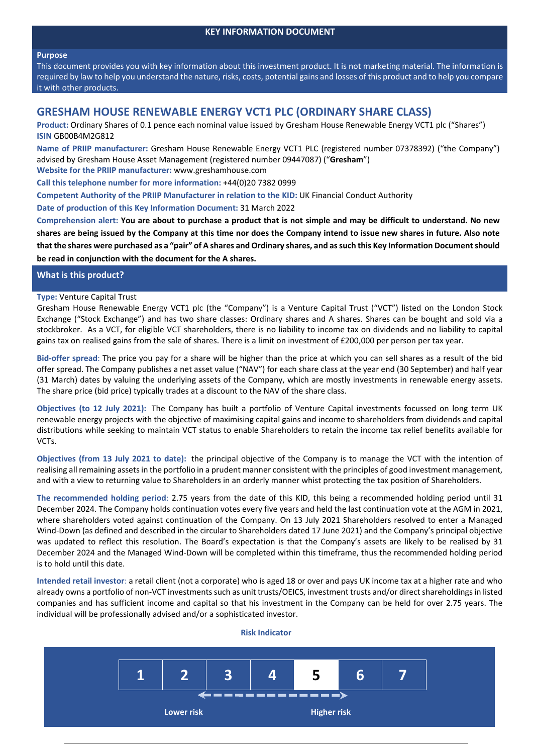# KEY INFORMATION DOCUMENT

**Purpose**

This document provides you with key information about this investment product. It is not marketing material. The information is required by law to help you understand the nature, risks, costs, potential gains and losses of this product and to help you compare it with other products.

## GRESHAM HOUSE RENEWABLE ENERGY VCT1 PLC (ORDINARY SHARE CLASS)

**Product:** Ordinary Shares of 0.1 pence each nominal value issued by Gresham House Renewable Energy VCT1 plc ("Shares")
**ISIN** GB00B4M2G812

**Name of PRIIP manufacturer:** Gresham House Renewable Energy VCT1 PLC (registered number 07378392) ("the Company") advised by Gresham House Asset Management (registered number 09447087) ("**Gresham**")

**Website for the PRIIP manufacturer:** www.greshamhouse.com

**Call this telephone number for more information:** +44(0)20 7382 0999

**Competent Authority of the PRIIP Manufacturer in relation to the KID:** UK Financial Conduct Authority

**Date of production of this Key Information Document:** 31 March 2022

**Comprehension alert:** **You are about to purchase a product that is not simple and may be difficult to understand. No new shares are being issued by the Company at this time nor does the Company intend to issue new shares in future. Also note that the shares were purchased as a "pair" of A shares and Ordinary shares, and as such this Key Information Document should be read in conjunction with the document for the A shares.**

## What is this product?

**Type:** Venture Capital Trust

Gresham House Renewable Energy VCT1 plc (the "Company") is a Venture Capital Trust ("VCT") listed on the London Stock Exchange ("Stock Exchange") and has two share classes: Ordinary shares and A shares. Shares can be bought and sold via a stockbroker. As a VCT, for eligible VCT shareholders, there is no liability to income tax on dividends and no liability to capital gains tax on realised gains from the sale of shares. There is a limit on investment of £200,000 per person per tax year.

**Bid-offer spread**: The price you pay for a share will be higher than the price at which you can sell shares as a result of the bid offer spread. The Company publishes a net asset value ("NAV") for each share class at the year end (30 September) and half year (31 March) dates by valuing the underlying assets of the Company, which are mostly investments in renewable energy assets. The share price (bid price) typically trades at a discount to the NAV of the share class.

**Objectives (to 12 July 2021):** The Company has built a portfolio of Venture Capital investments focussed on long term UK renewable energy projects with the objective of maximising capital gains and income to shareholders from dividends and capital distributions while seeking to maintain VCT status to enable Shareholders to retain the income tax relief benefits available for VCTs.

**Objectives (from 13 July 2021 to date):** the principal objective of the Company is to manage the VCT with the intention of realising all remaining assets in the portfolio in a prudent manner consistent with the principles of good investment management, and with a view to returning value to Shareholders in an orderly manner whist protecting the tax position of Shareholders.

**The recommended holding period**: 2.75 years from the date of this KID, this being a recommended holding period until 31 December 2024. The Company holds continuation votes every five years and held the last continuation vote at the AGM in 2021, where shareholders voted against continuation of the Company. On 13 July 2021 Shareholders resolved to enter a Managed Wind-Down (as defined and described in the circular to Shareholders dated 17 June 2021) and the Company's principal objective was updated to reflect this resolution. The Board's expectation is that the Company's assets are likely to be realised by 31 December 2024 and the Managed Wind-Down will be completed within this timeframe, thus the recommended holding period is to hold until this date.

**Intended retail investor**: a retail client (not a corporate) who is aged 18 or over and pays UK income tax at a higher rate and who already owns a portfolio of non-VCT investments such as unit trusts/OEICS, investment trusts and/or direct shareholdings in listed companies and has sufficient income and capital so that his investment in the Company can be held for over 2.75 years. The individual will be professionally advised and/or a sophisticated investor.

**Risk Indicator**

| 1 | 2 | 3 | 4 | **5** | 6 | 7 |
|---|---|---|---|---|---|---|

Lower risk ← → Higher risk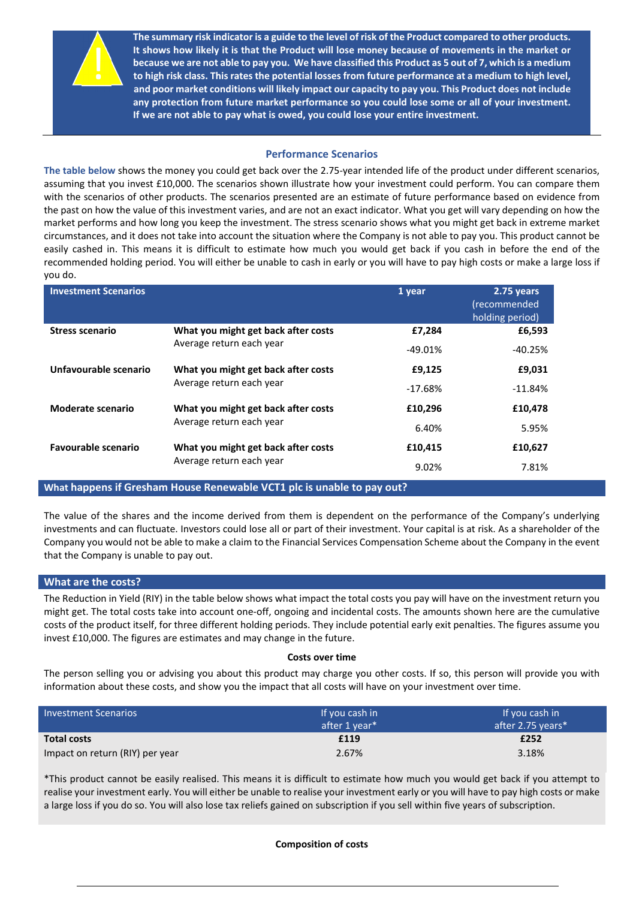**The summary risk indicator is a guide to the level of risk of the Product compared to other products. It shows how likely it is that the Product will lose money because of movements in the market or because we are not able to pay you. We have classified this Product as 5 out of 7, which is a medium to high risk class. This rates the potential losses from future performance at a medium to high level, and poor market conditions will likely impact our capacity to pay you. This Product does not include any protection from future market performance so you could lose some or all of your investment. If we are not able to pay what is owed, you could lose your entire investment.**

### Performance Scenarios

**The table below** shows the money you could get back over the 2.75-year intended life of the product under different scenarios, assuming that you invest £10,000. The scenarios shown illustrate how your investment could perform. You can compare them with the scenarios of other products. The scenarios presented are an estimate of future performance based on evidence from the past on how the value of this investment varies, and are not an exact indicator. What you get will vary depending on how the market performs and how long you keep the investment. The stress scenario shows what you might get back in extreme market circumstances, and it does not take into account the situation where the Company is not able to pay you. This product cannot be easily cashed in. This means it is difficult to estimate how much you would get back if you cash in before the end of the recommended holding period. You will either be unable to cash in early or you will have to pay high costs or make a large loss if you do.

| Investment Scenarios | | 1 year | 2.75 years (recommended holding period) |
|---|---|---|---|
| **Stress scenario** | **What you might get back after costs** | **£7,284** | **£6,593** |
| | Average return each year | -49.01% | -40.25% |
| **Unfavourable scenario** | **What you might get back after costs** | **£9,125** | **£9,031** |
| | Average return each year | -17.68% | -11.84% |
| **Moderate scenario** | **What you might get back after costs** | **£10,296** | **£10,478** |
| | Average return each year | 6.40% | 5.95% |
| **Favourable scenario** | **What you might get back after costs** | **£10,415** | **£10,627** |
| | Average return each year | 9.02% | 7.81% |

## What happens if Gresham House Renewable VCT1 plc is unable to pay out?

The value of the shares and the income derived from them is dependent on the performance of the Company's underlying investments and can fluctuate. Investors could lose all or part of their investment. Your capital is at risk. As a shareholder of the Company you would not be able to make a claim to the Financial Services Compensation Scheme about the Company in the event that the Company is unable to pay out.

## What are the costs?

The Reduction in Yield (RIY) in the table below shows what impact the total costs you pay will have on the investment return you might get. The total costs take into account one-off, ongoing and incidental costs. The amounts shown here are the cumulative costs of the product itself, for three different holding periods. They include potential early exit penalties. The figures assume you invest £10,000. The figures are estimates and may change in the future.

**Costs over time**

The person selling you or advising you about this product may charge you other costs. If so, this person will provide you with information about these costs, and show you the impact that all costs will have on your investment over time.

| Investment Scenarios | If you cash in after 1 year* | If you cash in after 2.75 years* |
|---|---|---|
| **Total costs** | **£119** | **£252** |
| Impact on return (RIY) per year | 2.67% | 3.18% |

*This product cannot be easily realised. This means it is difficult to estimate how much you would get back if you attempt to realise your investment early. You will either be unable to realise your investment early or you will have to pay high costs or make a large loss if you do so. You will also lose tax reliefs gained on subscription if you sell within five years of subscription.

**Composition of costs**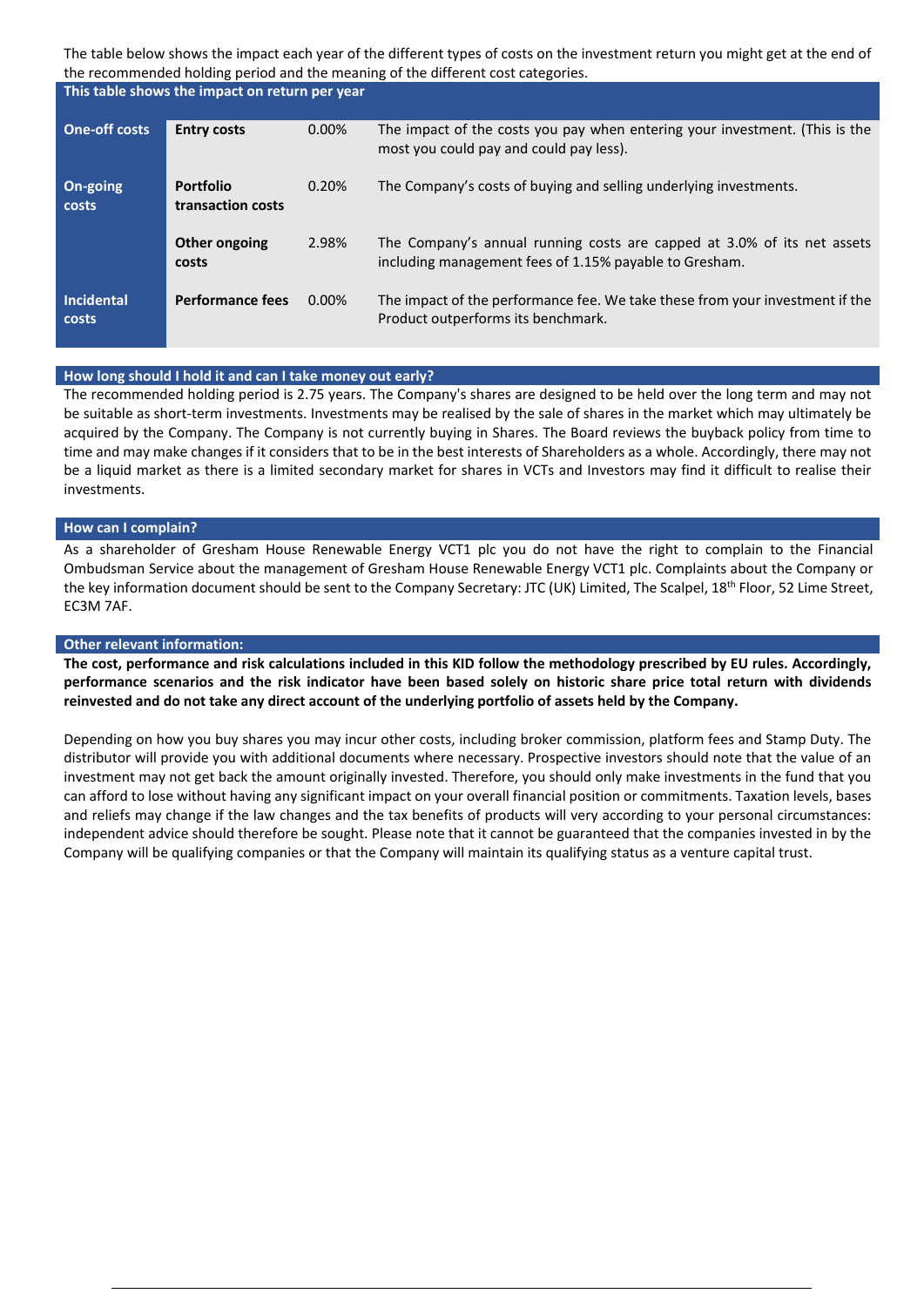The table below shows the impact each year of the different types of costs on the investment return you might get at the end of the recommended holding period and the meaning of the different cost categories.

| This table shows the impact on return per year | | | |
|---|---|---|---|
| **One-off costs** | **Entry costs** | 0.00% | The impact of the costs you pay when entering your investment. (This is the most you could pay and could pay less). |
| **On-going costs** | **Portfolio transaction costs** | 0.20% | The Company's costs of buying and selling underlying investments. |
| | **Other ongoing costs** | 2.98% | The Company's annual running costs are capped at 3.0% of its net assets including management fees of 1.15% payable to Gresham. |
| **Incidental costs** | **Performance fees** | 0.00% | The impact of the performance fee. We take these from your investment if the Product outperforms its benchmark. |

## How long should I hold it and can I take money out early?

The recommended holding period is 2.75 years. The Company's shares are designed to be held over the long term and may not be suitable as short-term investments. Investments may be realised by the sale of shares in the market which may ultimately be acquired by the Company. The Company is not currently buying in Shares. The Board reviews the buyback policy from time to time and may make changes if it considers that to be in the best interests of Shareholders as a whole. Accordingly, there may not be a liquid market as there is a limited secondary market for shares in VCTs and Investors may find it difficult to realise their investments.

## How can I complain?

As a shareholder of Gresham House Renewable Energy VCT1 plc you do not have the right to complain to the Financial Ombudsman Service about the management of Gresham House Renewable Energy VCT1 plc. Complaints about the Company or the key information document should be sent to the Company Secretary: JTC (UK) Limited, The Scalpel, 18th Floor, 52 Lime Street, EC3M 7AF.

## Other relevant information:

**The cost, performance and risk calculations included in this KID follow the methodology prescribed by EU rules. Accordingly, performance scenarios and the risk indicator have been based solely on historic share price total return with dividends reinvested and do not take any direct account of the underlying portfolio of assets held by the Company.**

Depending on how you buy shares you may incur other costs, including broker commission, platform fees and Stamp Duty. The distributor will provide you with additional documents where necessary. Prospective investors should note that the value of an investment may not get back the amount originally invested. Therefore, you should only make investments in the fund that you can afford to lose without having any significant impact on your overall financial position or commitments. Taxation levels, bases and reliefs may change if the law changes and the tax benefits of products will very according to your personal circumstances: independent advice should therefore be sought. Please note that it cannot be guaranteed that the companies invested in by the Company will be qualifying companies or that the Company will maintain its qualifying status as a venture capital trust.